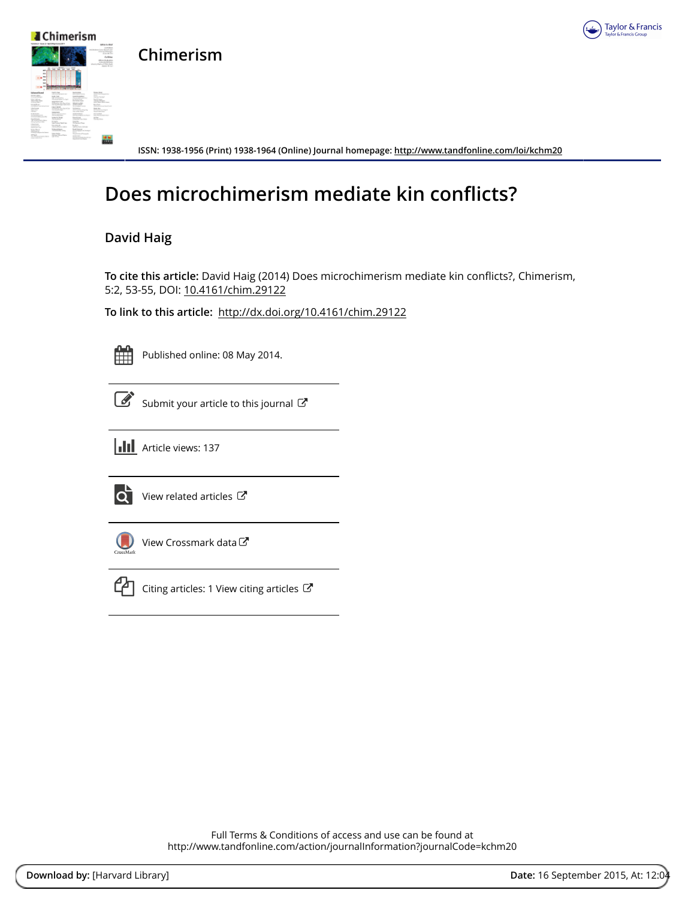# Chimerism

ISSN: 1938-1956 (Print) 1938-1964 (Online) Journal homepage: http://www.tandfonline.com/loi/kchm20

# Does microchimerism mediate kin conflicts?

## David Haig

**To cite this article:** David Haig (2014) Does microchimerism mediate kin conflicts?, Chimerism, 5:2, 53-55, DOI: 10.4161/chim.29122

**To link to this article:** http://dx.doi.org/10.4161/chim.29122

Published online: 08 May 2014.

Submit your article to this journal

Article views: 137

View related articles

View Crossmark data

Citing articles: 1 View citing articles

Full Terms & Conditions of access and use can be found at
http://www.tandfonline.com/action/journalInformation?journalCode=kchm20

**Download by:** [Harvard Library] **Date:** 16 September 2015, At: 12:04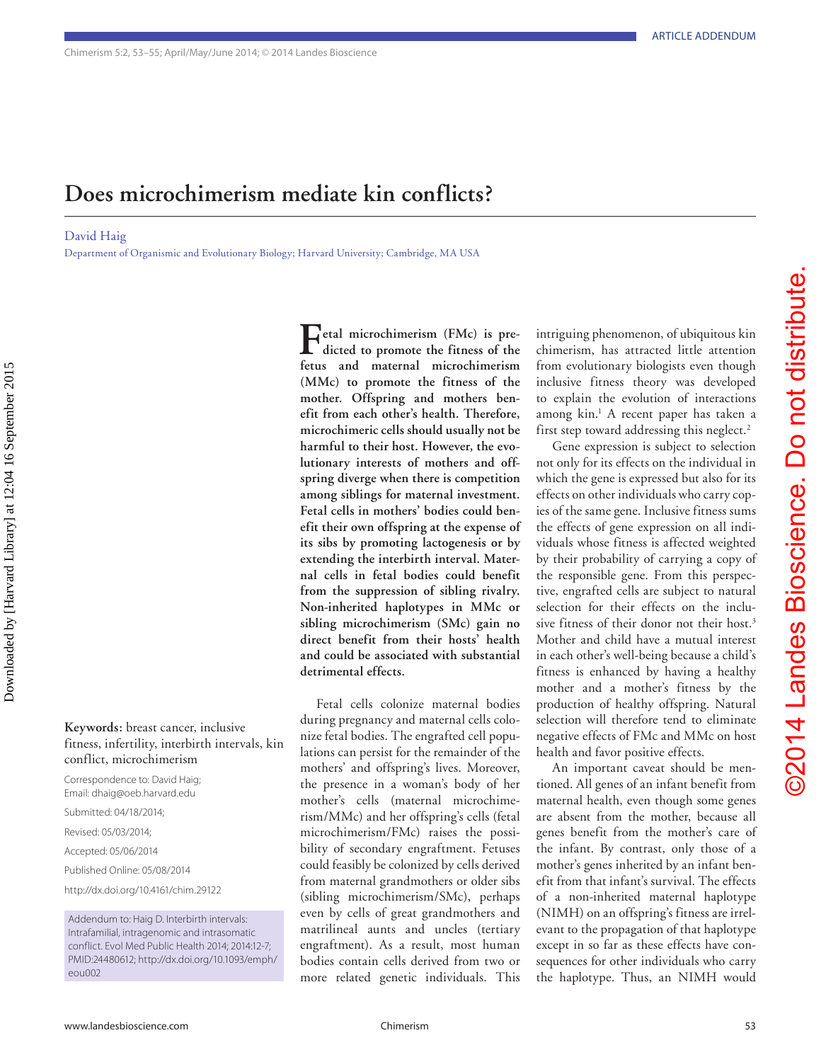# Does microchimerism mediate kin conflicts?

David Haig

Department of Organismic and Evolutionary Biology; Harvard University; Cambridge, MA USA

**Keywords:** breast cancer, inclusive fitness, infertility, interbirth intervals, kin conflict, microchimerism

Correspondence to: David Haig; Email: dhaig@oeb.harvard.edu

Submitted: 04/18/2014;

Revised: 05/03/2014;

Accepted: 05/06/2014

Published Online: 05/08/2014

http://dx.doi.org/10.4161/chim.29122

Addendum to: Haig D. Interbirth intervals: Intrafamilial, intragenomic and intrasomatic conflict. Evol Med Public Health 2014; 2014:12-7; PMID:24480612; http://dx.doi.org/10.1093/emph/eou002

**Fetal microchimerism (FMc) is predicted to promote the fitness of the fetus and maternal microchimerism (MMc) to promote the fitness of the mother. Offspring and mothers benefit from each other's health. Therefore, microchimeric cells should usually not be harmful to their host. However, the evolutionary interests of mothers and offspring diverge when there is competition among siblings for maternal investment. Fetal cells in mothers' bodies could benefit their own offspring at the expense of its sibs by promoting lactogenesis or by extending the interbirth interval. Maternal cells in fetal bodies could benefit from the suppression of sibling rivalry. Non-inherited haplotypes in MMc or sibling microchimerism (SMc) gain no direct benefit from their hosts' health and could be associated with substantial detrimental effects.**

Fetal cells colonize maternal bodies during pregnancy and maternal cells colonize fetal bodies. The engrafted cell populations can persist for the remainder of the mothers' and offspring's lives. Moreover, the presence in a woman's body of her mother's cells (maternal microchimerism/MMc) and her offspring's cells (fetal microchimerism/FMc) raises the possibility of secondary engraftment. Fetuses could feasibly be colonized by cells derived from maternal grandmothers or older sibs (sibling microchimerism/SMc), perhaps even by cells of great grandmothers and matrilineal aunts and uncles (tertiary engraftment). As a result, most human bodies contain cells derived from two or more related genetic individuals. This intriguing phenomenon, of ubiquitous kin chimerism, has attracted little attention from evolutionary biologists even though inclusive fitness theory was developed to explain the evolution of interactions among kin.[1] A recent paper has taken a first step toward addressing this neglect.[2]

Gene expression is subject to selection not only for its effects on the individual in which the gene is expressed but also for its effects on other individuals who carry copies of the same gene. Inclusive fitness sums the effects of gene expression on all individuals whose fitness is affected weighted by their probability of carrying a copy of the responsible gene. From this perspective, engrafted cells are subject to natural selection for their effects on the inclusive fitness of their donor not their host.[3] Mother and child have a mutual interest in each other's well-being because a child's fitness is enhanced by having a healthy mother and a mother's fitness by the production of healthy offspring. Natural selection will therefore tend to eliminate negative effects of FMc and MMc on host health and favor positive effects.

An important caveat should be mentioned. All genes of an infant benefit from maternal health, even though some genes are absent from the mother, because all genes benefit from the mother's care of the infant. By contrast, only those of a mother's genes inherited by an infant benefit from that infant's survival. The effects of a non-inherited maternal haplotype (NIMH) on an offspring's fitness are irrelevant to the propagation of that haplotype except in so far as these effects have consequences for other individuals who carry the haplotype. Thus, an NIMH would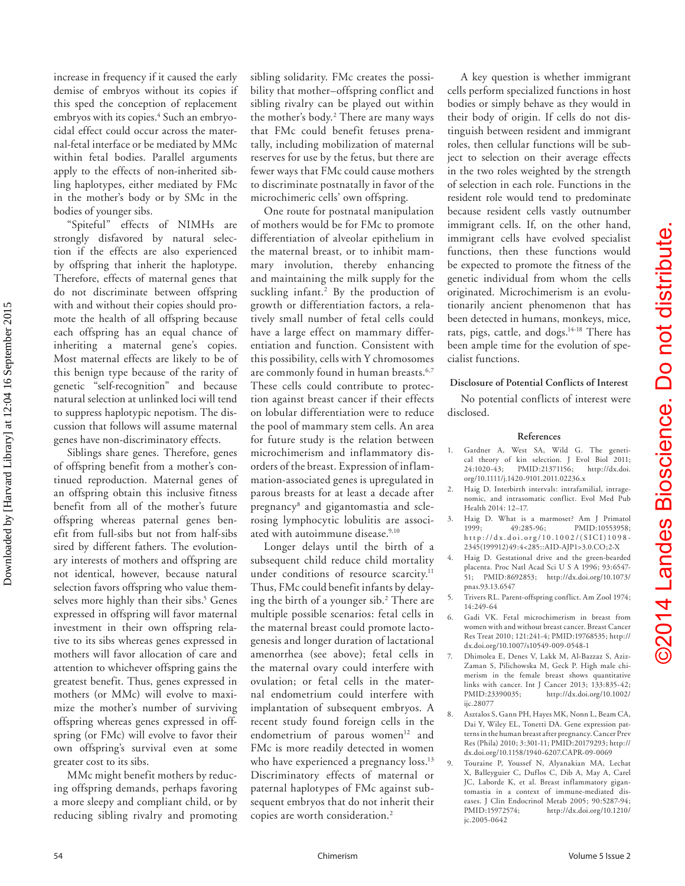increase in frequency if it caused the early demise of embryos without its copies if this sped the conception of replacement embryos with its copies.[4] Such an embryocidal effect could occur across the maternal-fetal interface or be mediated by MMc within fetal bodies. Parallel arguments apply to the effects of non-inherited sibling haplotypes, either mediated by FMc in the mother's body or by SMc in the bodies of younger sibs.

"Spiteful" effects of NIMHs are strongly disfavored by natural selection if the effects are also experienced by offspring that inherit the haplotype. Therefore, effects of maternal genes that do not discriminate between offspring with and without their copies should promote the health of all offspring because each offspring has an equal chance of inheriting a maternal gene's copies. Most maternal effects are likely to be of this benign type because of the rarity of genetic "self-recognition" and because natural selection at unlinked loci will tend to suppress haplotypic nepotism. The discussion that follows will assume maternal genes have non-discriminatory effects.

Siblings share genes. Therefore, genes of offspring benefit from a mother's continued reproduction. Maternal genes of an offspring obtain this inclusive fitness benefit from all of the mother's future offspring whereas paternal genes benefit from full-sibs but not from half-sibs sired by different fathers. The evolutionary interests of mothers and offspring are not identical, however, because natural selection favors offspring who value themselves more highly than their sibs.[5] Genes expressed in offspring will favor maternal investment in their own offspring relative to its sibs whereas genes expressed in mothers will favor allocation of care and attention to whichever offspring gains the greatest benefit. Thus, genes expressed in mothers (or MMc) will evolve to maximize the mother's number of surviving offspring whereas genes expressed in offspring (or FMc) will evolve to favor their own offspring's survival even at some greater cost to its sibs.

MMc might benefit mothers by reducing offspring demands, perhaps favoring a more sleepy and compliant child, or by reducing sibling rivalry and promoting sibling solidarity. FMc creates the possibility that mother–offspring conflict and sibling rivalry can be played out within the mother's body.[2] There are many ways that FMc could benefit fetuses prenatally, including mobilization of maternal reserves for use by the fetus, but there are fewer ways that FMc could cause mothers to discriminate postnatally in favor of the microchimeric cells' own offspring.

One route for postnatal manipulation of mothers would be for FMc to promote differentiation of alveolar epithelium in the maternal breast, or to inhibit mammary involution, thereby enhancing and maintaining the milk supply for the suckling infant.[2] By the production of growth or differentiation factors, a relatively small number of fetal cells could have a large effect on mammary differentiation and function. Consistent with this possibility, cells with Y chromosomes are commonly found in human breasts.[6,7] These cells could contribute to protection against breast cancer if their effects on lobular differentiation were to reduce the pool of mammary stem cells. An area for future study is the relation between microchimerism and inflammatory disorders of the breast. Expression of inflammation-associated genes is upregulated in parous breasts for at least a decade after pregnancy[8] and gigantomastia and sclerosing lymphocytic lobulitis are associated with autoimmune disease.[9,10]

Longer delays until the birth of a subsequent child reduce child mortality under conditions of resource scarcity.[11] Thus, FMc could benefit infants by delaying the birth of a younger sib.[2] There are multiple possible scenarios: fetal cells in the maternal breast could promote lactogenesis and longer duration of lactational amenorrhea (see above); fetal cells in the maternal ovary could interfere with ovulation; or fetal cells in the maternal endometrium could interfere with implantation of subsequent embryos. A recent study found foreign cells in the endometrium of parous women[12] and FMc is more readily detected in women who have experienced a pregnancy loss.[13] Discriminatory effects of maternal or paternal haplotypes of FMc against subsequent embryos that do not inherit their copies are worth consideration.[2]

A key question is whether immigrant cells perform specialized functions in host bodies or simply behave as they would in their body of origin. If cells do not distinguish between resident and immigrant roles, then cellular functions will be subject to selection on their average effects in the two roles weighted by the strength of selection in each role. Functions in the resident role would tend to predominate because resident cells vastly outnumber immigrant cells. If, on the other hand, immigrant cells have evolved specialist functions, then these functions would be expected to promote the fitness of the genetic individual from whom the cells originated. Microchimerism is an evolutionarily ancient phenomenon that has been detected in humans, monkeys, mice, rats, pigs, cattle, and dogs.[14-18] There has been ample time for the evolution of specialist functions.

### Disclosure of Potential Conflicts of Interest

No potential conflicts of interest were disclosed.

### References

1. Gardner A, West SA, Wild G. The genetical theory of kin selection. J Evol Biol 2011; 24:1020-43; PMID:21371156; http://dx.doi.org/10.1111/j.1420-9101.2011.02236.x
2. Haig D. Interbirth intervals: intrafamilial, intragenomic, and intrasomatic conflict. Evol Med Pub Health 2014: 12–17.
3. Haig D. What is a marmoset? Am J Primatol 1999; 49:285-96; PMID:10553958; http://dx.doi.org/10.1002/(SICI)1098-2345(199912)49:4<285::AID-AJP1>3.0.CO;2-X
4. Haig D. Gestational drive and the green-bearded placenta. Proc Natl Acad Sci U S A 1996; 93:6547-51; PMID:8692853; http://dx.doi.org/10.1073/pnas.93.13.6547
5. Trivers RL. Parent-offspring conflict. Am Zool 1974; 14:249-64
6. Gadi VK. Fetal microchimerism in breast from women with and without breast cancer. Breast Cancer Res Treat 2010; 121:241-4; PMID:19768535; http://dx.doi.org/10.1007/s10549-009-0548-1
7. Dhimolea E, Denes V, Lakk M, Al-Bazzaz S, Aziz-Zaman S, Pilichowska M, Geck P. High male chimerism in the female breast shows quantitative links with cancer. Int J Cancer 2013; 133:835-42; PMID:23390035; http://dx.doi.org/10.1002/ijc.28077
8. Asztalos S, Gann PH, Hayes MK, Nonn L, Beam CA, Dai Y, Wiley EL, Tonetti DA. Gene expression patterns in the human breast after pregnancy. Cancer Prev Res (Phila) 2010; 3:301-11; PMID:20179293; http://dx.doi.org/10.1158/1940-6207.CAPR-09-0069
9. Touraine P, Youssef N, Alyanakian MA, Lechat X, Balleyguier C, Duflos C, Dib A, May A, Carel JC, Laborde K, et al. Breast inflammatory gigantomastia in a context of immune-mediated diseases. J Clin Endocrinol Metab 2005; 90:5287-94; PMID:15972574; http://dx.doi.org/10.1210/jc.2005-0642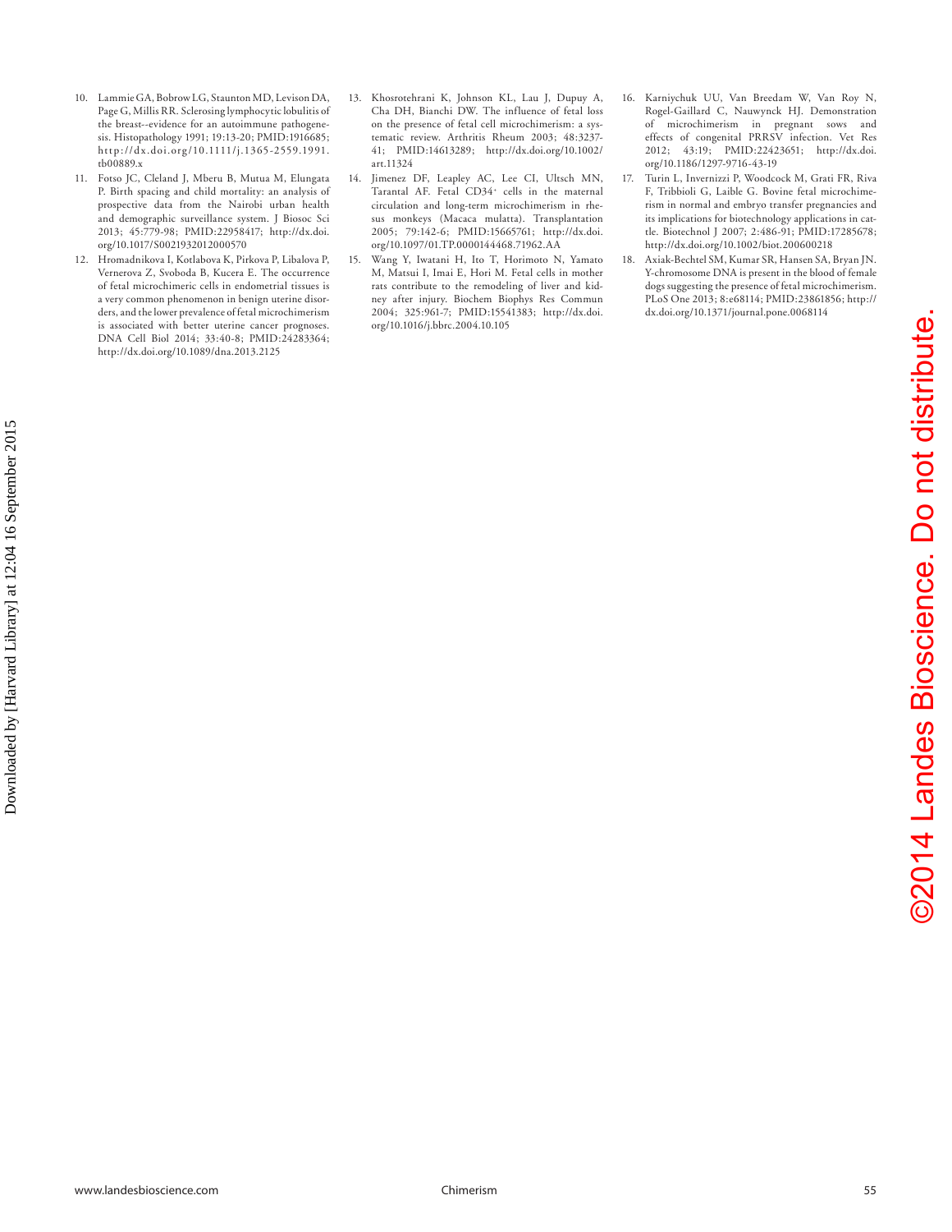10. Lammie GA, Bobrow LG, Staunton MD, Levison DA, Page G, Millis RR. Sclerosing lymphocytic lobulitis of the breast--evidence for an autoimmune pathogenesis. Histopathology 1991; 19:13-20; PMID:1916685; http://dx.doi.org/10.1111/j.1365-2559.1991.tb00889.x
11. Fotso JC, Cleland J, Mberu B, Mutua M, Elungata P. Birth spacing and child mortality: an analysis of prospective data from the Nairobi urban health and demographic surveillance system. J Biosoc Sci 2013; 45:779-98; PMID:22958417; http://dx.doi.org/10.1017/S0021932012000570
12. Hromadnikova I, Kotlabova K, Pirkova P, Libalova P, Vernerova Z, Svoboda B, Kucera E. The occurrence of fetal microchimeric cells in endometrial tissues is a very common phenomenon in benign uterine disorders, and the lower prevalence of fetal microchimerism is associated with better uterine cancer prognoses. DNA Cell Biol 2014; 33:40-8; PMID:24283364; http://dx.doi.org/10.1089/dna.2013.2125
13. Khosrotehrani K, Johnson KL, Lau J, Dupuy A, Cha DH, Bianchi DW. The influence of fetal loss on the presence of fetal cell microchimerism: a systematic review. Arthritis Rheum 2003; 48:3237-41; PMID:14613289; http://dx.doi.org/10.1002/art.11324
14. Jimenez DF, Leapley AC, Lee CI, Ultsch MN, Tarantal AF. Fetal CD34+ cells in the maternal circulation and long-term microchimerism in rhesus monkeys (Macaca mulatta). Transplantation 2005; 79:142-6; PMID:15665761; http://dx.doi.org/10.1097/01.TP.0000144468.71962.AA
15. Wang Y, Iwatani H, Ito T, Horimoto N, Yamato M, Matsui I, Imai E, Hori M. Fetal cells in mother rats contribute to the remodeling of liver and kidney after injury. Biochem Biophys Res Commun 2004; 325:961-7; PMID:15541383; http://dx.doi.org/10.1016/j.bbrc.2004.10.105
16. Karniychuk UU, Van Breedam W, Van Roy N, Rogel-Gaillard C, Nauwynck HJ. Demonstration of microchimerism in pregnant sows and effects of congenital PRRSV infection. Vet Res 2012; 43:19; PMID:22423651; http://dx.doi.org/10.1186/1297-9716-43-19
17. Turin L, Invernizzi P, Woodcock M, Grati FR, Riva F, Tribbioli G, Laible G. Bovine fetal microchimerism in normal and embryo transfer pregnancies and its implications for biotechnology applications in cattle. Biotechnol J 2007; 2:486-91; PMID:17285678; http://dx.doi.org/10.1002/biot.200600218
18. Axiak-Bechtel SM, Kumar SR, Hansen SA, Bryan JN. Y-chromosome DNA is present in the blood of female dogs suggesting the presence of fetal microchimerism. PLoS One 2013; 8:e68114; PMID:23861856; http://dx.doi.org/10.1371/journal.pone.0068114